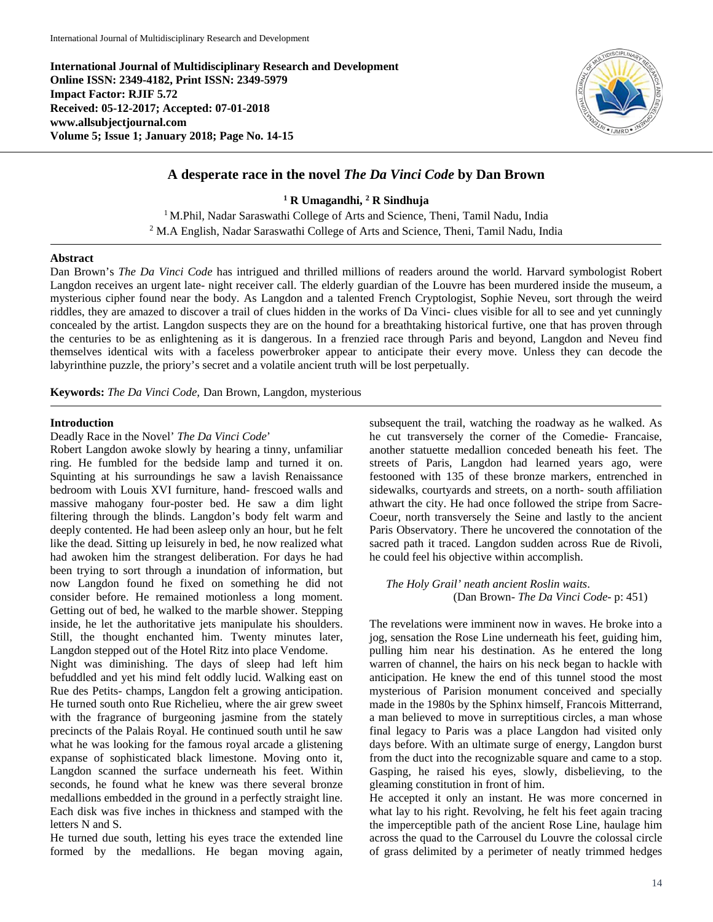International Journal of Multidisciplinary Research and Development

**International Journal of Multidisciplinary Research and Development**
**Online ISSN: 2349-4182, Print ISSN: 2349-5979**
**Impact Factor: RJIF 5.72**
**Received: 05-12-2017; Accepted: 07-01-2018**
**www.allsubjectjournal.com**
**Volume 5; Issue 1; January 2018; Page No. 14-15**

# A desperate race in the novel *The Da Vinci Code* by Dan Brown

**[1] R Umagandhi, [2] R Sindhuja**

[1] M.Phil, Nadar Saraswathi College of Arts and Science, Theni, Tamil Nadu, India
[2] M.A English, Nadar Saraswathi College of Arts and Science, Theni, Tamil Nadu, India

## Abstract

Dan Brown's *The Da Vinci Code* has intrigued and thrilled millions of readers around the world. Harvard symbologist Robert Langdon receives an urgent late- night receiver call. The elderly guardian of the Louvre has been murdered inside the museum, a mysterious cipher found near the body. As Langdon and a talented French Cryptologist, Sophie Neveu, sort through the weird riddles, they are amazed to discover a trail of clues hidden in the works of Da Vinci- clues visible for all to see and yet cunningly concealed by the artist. Langdon suspects they are on the hound for a breathtaking historical furtive, one that has proven through the centuries to be as enlightening as it is dangerous. In a frenzied race through Paris and beyond, Langdon and Neveu find themselves identical wits with a faceless powerbroker appear to anticipate their every move. Unless they can decode the labyrinthine puzzle, the priory's secret and a volatile ancient truth will be lost perpetually.

**Keywords:** *The Da Vinci Code,* Dan Brown, Langdon, mysterious

## Introduction

Deadly Race in the Novel' *The Da Vinci Code*'

Robert Langdon awoke slowly by hearing a tinny, unfamiliar ring. He fumbled for the bedside lamp and turned it on. Squinting at his surroundings he saw a lavish Renaissance bedroom with Louis XVI furniture, hand- frescoed walls and massive mahogany four-poster bed. He saw a dim light filtering through the blinds. Langdon's body felt warm and deeply contented. He had been asleep only an hour, but he felt like the dead. Sitting up leisurely in bed, he now realized what had awoken him the strangest deliberation. For days he had been trying to sort through a inundation of information, but now Langdon found he fixed on something he did not consider before. He remained motionless a long moment. Getting out of bed, he walked to the marble shower. Stepping inside, he let the authoritative jets manipulate his shoulders. Still, the thought enchanted him. Twenty minutes later, Langdon stepped out of the Hotel Ritz into place Vendome.

Night was diminishing. The days of sleep had left him befuddled and yet his mind felt oddly lucid. Walking east on Rue des Petits- champs, Langdon felt a growing anticipation. He turned south onto Rue Richelieu, where the air grew sweet with the fragrance of burgeoning jasmine from the stately precincts of the Palais Royal. He continued south until he saw what he was looking for the famous royal arcade a glistening expanse of sophisticated black limestone. Moving onto it, Langdon scanned the surface underneath his feet. Within seconds, he found what he knew was there several bronze medallions embedded in the ground in a perfectly straight line. Each disk was five inches in thickness and stamped with the letters N and S.

He turned due south, letting his eyes trace the extended line formed by the medallions. He began moving again, subsequent the trail, watching the roadway as he walked. As he cut transversely the corner of the Comedie- Francaise, another statuette medallion conceded beneath his feet. The streets of Paris, Langdon had learned years ago, were festooned with 135 of these bronze markers, entrenched in sidewalks, courtyards and streets, on a north- south affiliation athwart the city. He had once followed the stripe from Sacre-Coeur, north transversely the Seine and lastly to the ancient Paris Observatory. There he uncovered the connotation of the sacred path it traced. Langdon sudden across Rue de Rivoli, he could feel his objective within accomplish.

*The Holy Grail' neath ancient Roslin waits*.
(Dan Brown- *The Da Vinci Code*- p: 451)

The revelations were imminent now in waves. He broke into a jog, sensation the Rose Line underneath his feet, guiding him, pulling him near his destination. As he entered the long warren of channel, the hairs on his neck began to hackle with anticipation. He knew the end of this tunnel stood the most mysterious of Parision monument conceived and specially made in the 1980s by the Sphinx himself, Francois Mitterrand, a man believed to move in surreptitious circles, a man whose final legacy to Paris was a place Langdon had visited only days before. With an ultimate surge of energy, Langdon burst from the duct into the recognizable square and came to a stop. Gasping, he raised his eyes, slowly, disbelieving, to the gleaming constitution in front of him.

He accepted it only an instant. He was more concerned in what lay to his right. Revolving, he felt his feet again tracing the imperceptible path of the ancient Rose Line, haulage him across the quad to the Carrousel du Louvre the colossal circle of grass delimited by a perimeter of neatly trimmed hedges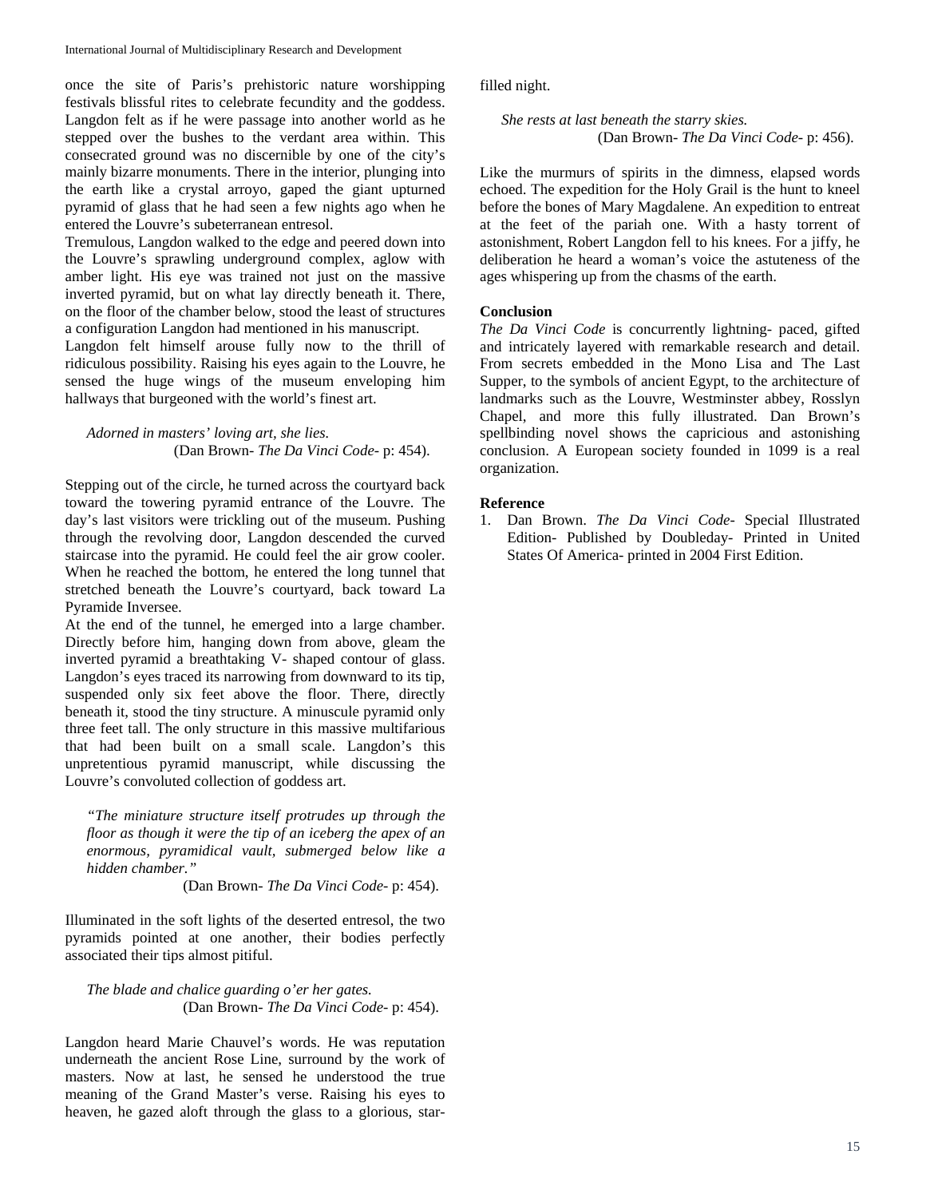once the site of Paris's prehistoric nature worshipping festivals blissful rites to celebrate fecundity and the goddess. Langdon felt as if he were passage into another world as he stepped over the bushes to the verdant area within. This consecrated ground was no discernible by one of the city's mainly bizarre monuments. There in the interior, plunging into the earth like a crystal arroyo, gaped the giant upturned pyramid of glass that he had seen a few nights ago when he entered the Louvre's subeterranean entresol.

Tremulous, Langdon walked to the edge and peered down into the Louvre's sprawling underground complex, aglow with amber light. His eye was trained not just on the massive inverted pyramid, but on what lay directly beneath it. There, on the floor of the chamber below, stood the least of structures a configuration Langdon had mentioned in his manuscript.

Langdon felt himself arouse fully now to the thrill of ridiculous possibility. Raising his eyes again to the Louvre, he sensed the huge wings of the museum enveloping him hallways that burgeoned with the world's finest art.

> *Adorned in masters' loving art, she lies.*
> (Dan Brown- *The Da Vinci Code*- p: 454).

Stepping out of the circle, he turned across the courtyard back toward the towering pyramid entrance of the Louvre. The day's last visitors were trickling out of the museum. Pushing through the revolving door, Langdon descended the curved staircase into the pyramid. He could feel the air grow cooler. When he reached the bottom, he entered the long tunnel that stretched beneath the Louvre's courtyard, back toward La Pyramide Inversee.

At the end of the tunnel, he emerged into a large chamber. Directly before him, hanging down from above, gleam the inverted pyramid a breathtaking V- shaped contour of glass. Langdon's eyes traced its narrowing from downward to its tip, suspended only six feet above the floor. There, directly beneath it, stood the tiny structure. A minuscule pyramid only three feet tall. The only structure in this massive multifarious that had been built on a small scale. Langdon's this unpretentious pyramid manuscript, while discussing the Louvre's convoluted collection of goddess art.

> *"The miniature structure itself protrudes up through the floor as though it were the tip of an iceberg the apex of an enormous, pyramidical vault, submerged below like a hidden chamber."*
> (Dan Brown- *The Da Vinci Code*- p: 454).

Illuminated in the soft lights of the deserted entresol, the two pyramids pointed at one another, their bodies perfectly associated their tips almost pitiful.

> *The blade and chalice guarding o'er her gates.*
> (Dan Brown- *The Da Vinci Code*- p: 454).

Langdon heard Marie Chauvel's words. He was reputation underneath the ancient Rose Line, surround by the work of masters. Now at last, he sensed he understood the true meaning of the Grand Master's verse. Raising his eyes to heaven, he gazed aloft through the glass to a glorious, star-filled night.

> *She rests at last beneath the starry skies.*
> (Dan Brown- *The Da Vinci Code*- p: 456).

Like the murmurs of spirits in the dimness, elapsed words echoed. The expedition for the Holy Grail is the hunt to kneel before the bones of Mary Magdalene. An expedition to entreat at the feet of the pariah one. With a hasty torrent of astonishment, Robert Langdon fell to his knees. For a jiffy, he deliberation he heard a woman's voice the astuteness of the ages whispering up from the chasms of the earth.

### Conclusion

*The Da Vinci Code* is concurrently lightning- paced, gifted and intricately layered with remarkable research and detail. From secrets embedded in the Mono Lisa and The Last Supper, to the symbols of ancient Egypt, to the architecture of landmarks such as the Louvre, Westminster abbey, Rosslyn Chapel, and more this fully illustrated. Dan Brown's spellbinding novel shows the capricious and astonishing conclusion. A European society founded in 1099 is a real organization.

### Reference

1. Dan Brown. *The Da Vinci Code*- Special Illustrated Edition- Published by Doubleday- Printed in United States Of America- printed in 2004 First Edition.